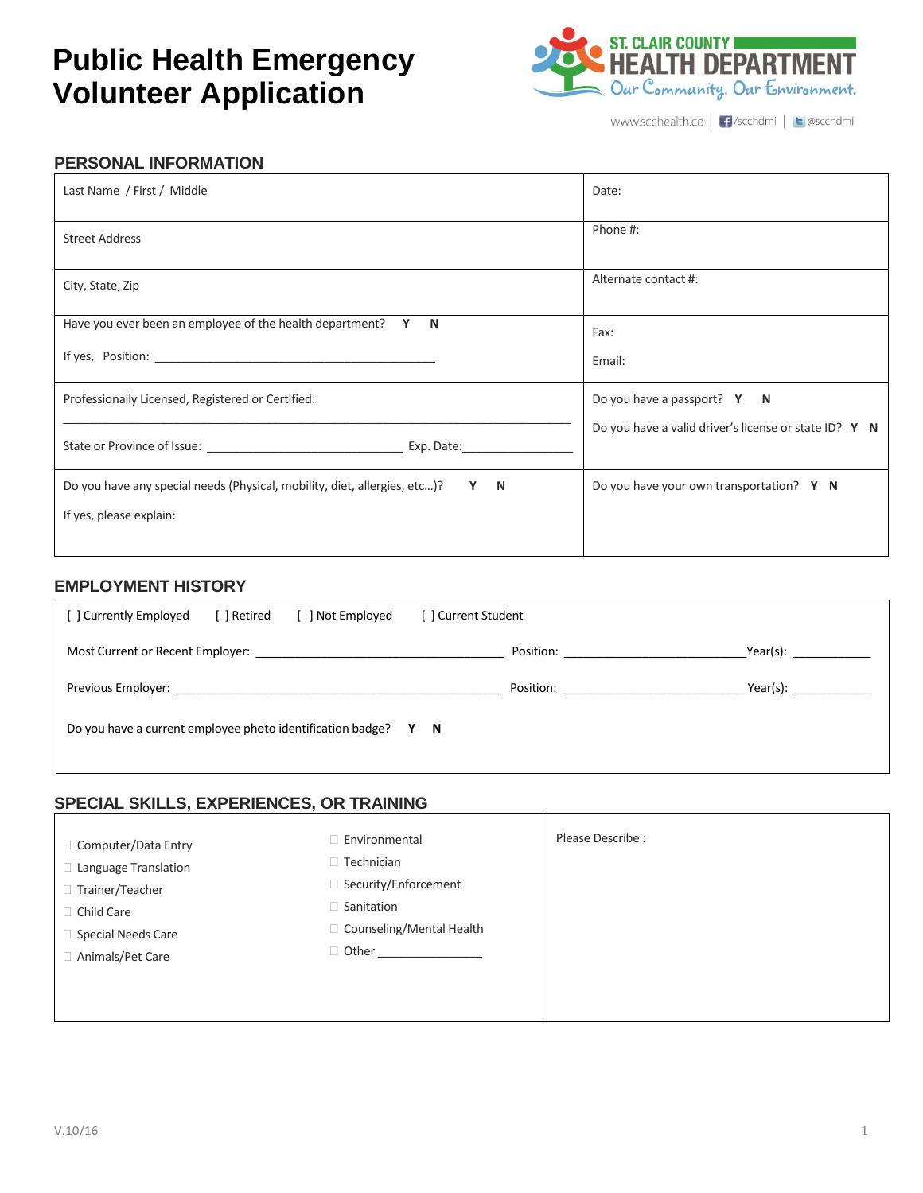# Public Health Emergency Volunteer Application

ST. CLAIR COUNTY HEALTH DEPARTMENT
Our Community. Our Environment.

www.scchealth.co | /scchdmi | @scchdmi

## PERSONAL INFORMATION

| | |
|---|---|
| Last Name / First / Middle | Date: |
| Street Address | Phone #: |
| City, State, Zip | Alternate contact #: |
| Have you ever been an employee of the health department? **Y** **N**<br>If yes, Position: ________________________________________ | Fax:<br>Email: |
| Professionally Licensed, Registered or Certified:<br>_________________________________________________________________________<br>State or Province of Issue: ____________________________ Exp. Date:_______________ | Do you have a passport? **Y** **N**<br>Do you have a valid driver's license or state ID? **Y** **N** |
| Do you have any special needs (Physical, mobility, diet, allergies, etc...)? **Y** **N**<br>If yes, please explain: | Do you have your own transportation? **Y** **N** |

## EMPLOYMENT HISTORY

[ ] Currently Employed [ ] Retired [ ] Not Employed [ ] Current Student

Most Current or Recent Employer: ____________________________________ Position: __________________________Year(s): ___________

Previous Employer: ________________________________________________ Position: __________________________ Year(s): ___________

Do you have a current employee photo identification badge? **Y** **N**

## SPECIAL SKILLS, EXPERIENCES, OR TRAINING

| | | |
|---|---|---|
| ☐ Computer/Data Entry<br>☐ Language Translation<br>☐ Trainer/Teacher<br>☐ Child Care<br>☐ Special Needs Care<br>☐ Animals/Pet Care | ☐ Environmental<br>☐ Technician<br>☐ Security/Enforcement<br>☐ Sanitation<br>☐ Counseling/Mental Health<br>☐ Other _______________ | Please Describe : |

V.10/16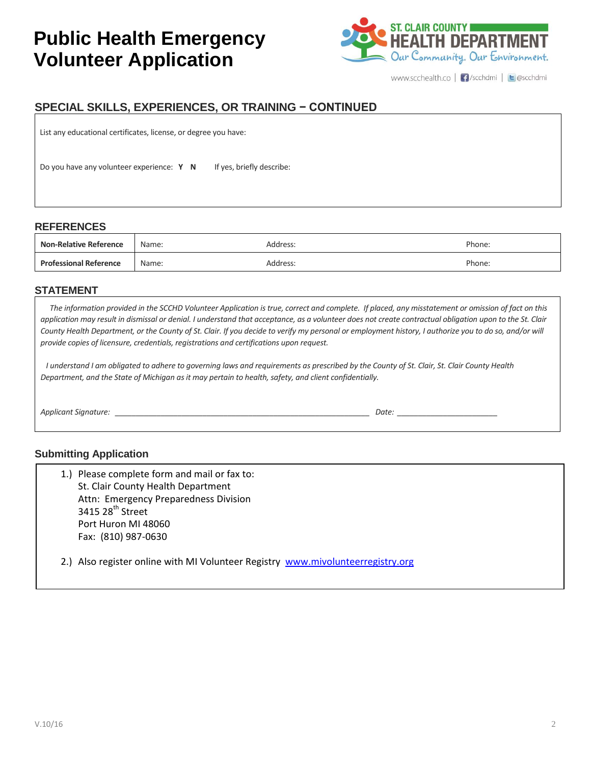# Public Health Emergency Volunteer Application

ST. CLAIR COUNTY HEALTH DEPARTMENT
Our Community. Our Environment.

www.scchealth.co | /scchdmi | @scchdmi

## SPECIAL SKILLS, EXPERIENCES, OR TRAINING – CONTINUED

List any educational certificates, license, or degree you have:

Do you have any volunteer experience: **Y** **N** If yes, briefly describe:

## REFERENCES

| | | | |
|---|---|---|---|
| **Non-Relative Reference** | Name: | Address: | Phone: |
| **Professional Reference** | Name: | Address: | Phone: |

## STATEMENT

*The information provided in the SCCHD Volunteer Application is true, correct and complete. If placed, any misstatement or omission of fact on this application may result in dismissal or denial. I understand that acceptance, as a volunteer does not create contractual obligation upon to the St. Clair County Health Department, or the County of St. Clair. If you decide to verify my personal or employment history, I authorize you to do so, and/or will provide copies of licensure, credentials, registrations and certifications upon request.*

*I understand I am obligated to adhere to governing laws and requirements as prescribed by the County of St. Clair, St. Clair County Health Department, and the State of Michigan as it may pertain to health, safety, and client confidentially.*

*Applicant Signature:* ___________________________________________ *Date:* ____________________

## Submitting Application

1.) Please complete form and mail or fax to:
St. Clair County Health Department
Attn: Emergency Preparedness Division
3415 28th Street
Port Huron MI 48060
Fax: (810) 987-0630

2.) Also register online with MI Volunteer Registry www.mivolunteerregistry.org

V.10/16